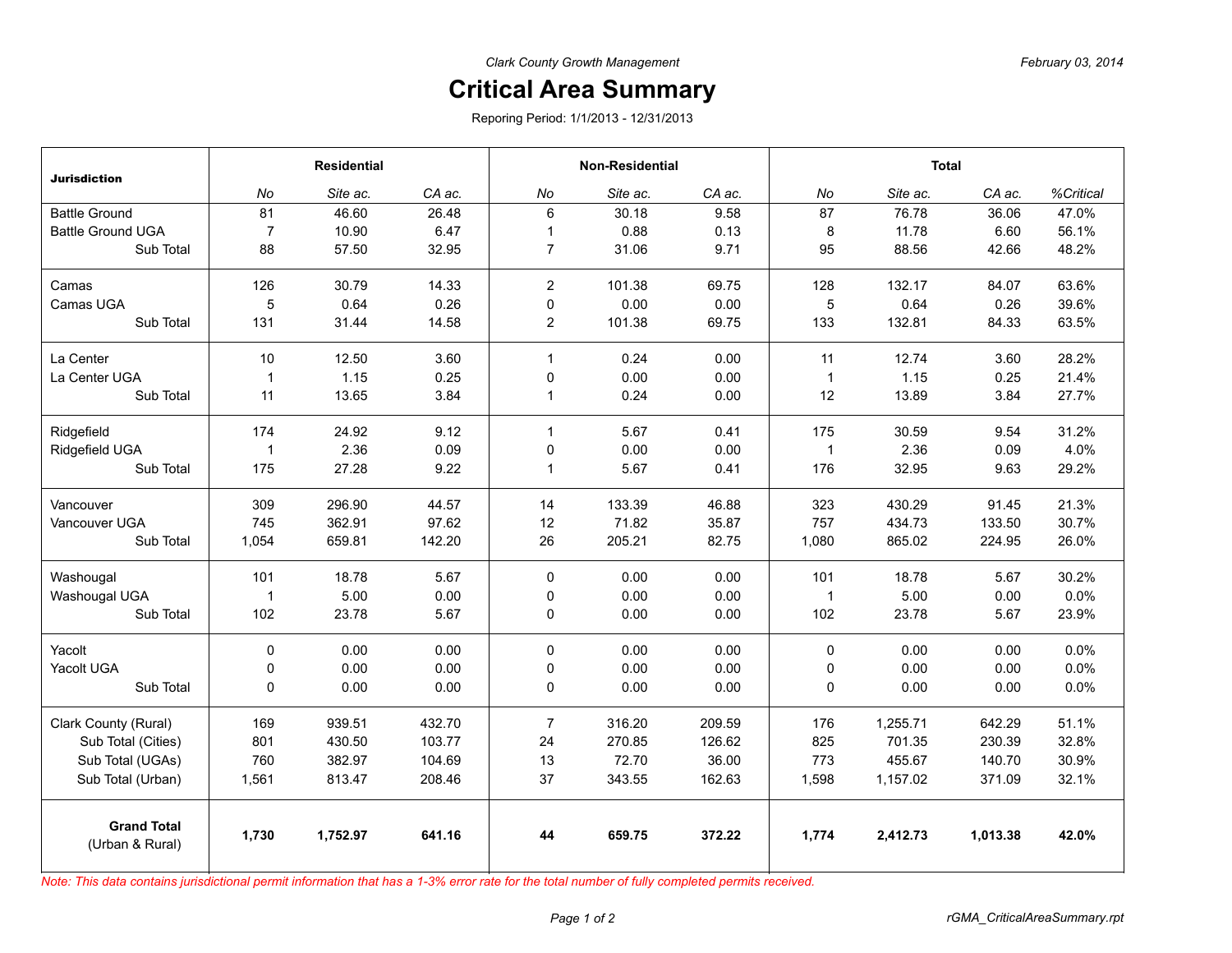Clark County Growth Management

February 03, 2014

# Critical Area Summary

Reporing Period: 1/1/2013 - 12/31/2013

| Jurisdiction | Residential | | | Non-Residential | | | Total | | | |
|---|---|---|---|---|---|---|---|---|---|---|
| | No | Site ac. | CA ac. | No | Site ac. | CA ac. | No | Site ac. | CA ac. | %Critical |
| Battle Ground | 81 | 46.60 | 26.48 | 6 | 30.18 | 9.58 | 87 | 76.78 | 36.06 | 47.0% |
| Battle Ground UGA | 7 | 10.90 | 6.47 | 1 | 0.88 | 0.13 | 8 | 11.78 | 6.60 | 56.1% |
| Sub Total | 88 | 57.50 | 32.95 | 7 | 31.06 | 9.71 | 95 | 88.56 | 42.66 | 48.2% |
| Camas | 126 | 30.79 | 14.33 | 2 | 101.38 | 69.75 | 128 | 132.17 | 84.07 | 63.6% |
| Camas UGA | 5 | 0.64 | 0.26 | 0 | 0.00 | 0.00 | 5 | 0.64 | 0.26 | 39.6% |
| Sub Total | 131 | 31.44 | 14.58 | 2 | 101.38 | 69.75 | 133 | 132.81 | 84.33 | 63.5% |
| La Center | 10 | 12.50 | 3.60 | 1 | 0.24 | 0.00 | 11 | 12.74 | 3.60 | 28.2% |
| La Center UGA | 1 | 1.15 | 0.25 | 0 | 0.00 | 0.00 | 1 | 1.15 | 0.25 | 21.4% |
| Sub Total | 11 | 13.65 | 3.84 | 1 | 0.24 | 0.00 | 12 | 13.89 | 3.84 | 27.7% |
| Ridgefield | 174 | 24.92 | 9.12 | 1 | 5.67 | 0.41 | 175 | 30.59 | 9.54 | 31.2% |
| Ridgefield UGA | 1 | 2.36 | 0.09 | 0 | 0.00 | 0.00 | 1 | 2.36 | 0.09 | 4.0% |
| Sub Total | 175 | 27.28 | 9.22 | 1 | 5.67 | 0.41 | 176 | 32.95 | 9.63 | 29.2% |
| Vancouver | 309 | 296.90 | 44.57 | 14 | 133.39 | 46.88 | 323 | 430.29 | 91.45 | 21.3% |
| Vancouver UGA | 745 | 362.91 | 97.62 | 12 | 71.82 | 35.87 | 757 | 434.73 | 133.50 | 30.7% |
| Sub Total | 1,054 | 659.81 | 142.20 | 26 | 205.21 | 82.75 | 1,080 | 865.02 | 224.95 | 26.0% |
| Washougal | 101 | 18.78 | 5.67 | 0 | 0.00 | 0.00 | 101 | 18.78 | 5.67 | 30.2% |
| Washougal UGA | 1 | 5.00 | 0.00 | 0 | 0.00 | 0.00 | 1 | 5.00 | 0.00 | 0.0% |
| Sub Total | 102 | 23.78 | 5.67 | 0 | 0.00 | 0.00 | 102 | 23.78 | 5.67 | 23.9% |
| Yacolt | 0 | 0.00 | 0.00 | 0 | 0.00 | 0.00 | 0 | 0.00 | 0.00 | 0.0% |
| Yacolt UGA | 0 | 0.00 | 0.00 | 0 | 0.00 | 0.00 | 0 | 0.00 | 0.00 | 0.0% |
| Sub Total | 0 | 0.00 | 0.00 | 0 | 0.00 | 0.00 | 0 | 0.00 | 0.00 | 0.0% |
| Clark County (Rural) | 169 | 939.51 | 432.70 | 7 | 316.20 | 209.59 | 176 | 1,255.71 | 642.29 | 51.1% |
| Sub Total (Cities) | 801 | 430.50 | 103.77 | 24 | 270.85 | 126.62 | 825 | 701.35 | 230.39 | 32.8% |
| Sub Total (UGAs) | 760 | 382.97 | 104.69 | 13 | 72.70 | 36.00 | 773 | 455.67 | 140.70 | 30.9% |
| Sub Total (Urban) | 1,561 | 813.47 | 208.46 | 37 | 343.55 | 162.63 | 1,598 | 1,157.02 | 371.09 | 32.1% |
| **Grand Total** (Urban & Rural) | **1,730** | **1,752.97** | **641.16** | **44** | **659.75** | **372.22** | **1,774** | **2,412.73** | **1,013.38** | **42.0%** |

*Note: This data contains jurisdictional permit information that has a 1-3% error rate for the total number of fully completed permits received.*

rGMA_CriticalAreaSummary.rpt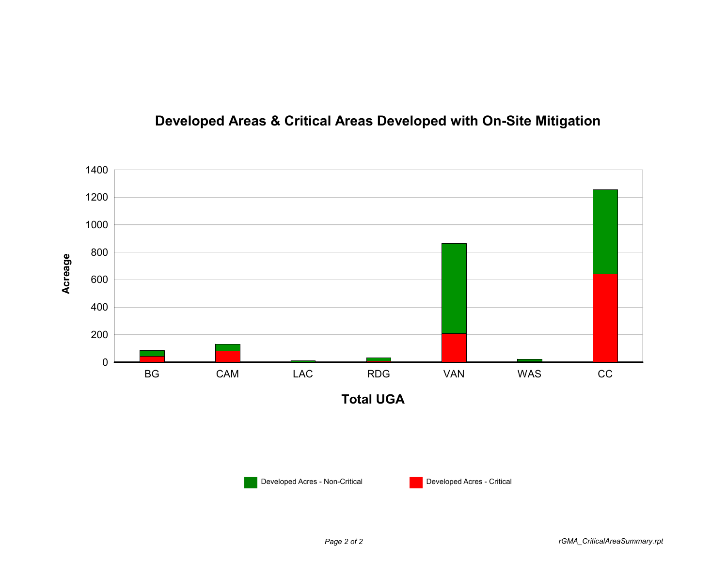## Developed Areas & Critical Areas Developed with On-Site Mitigation

Acreage

1400
1200
1000
800
600
400
200
0

BG
CAM
LAC
RDG
VAN
WAS
CC

**Total UGA**

Developed Acres - Non-Critical

Developed Acres - Critical

*rGMA_CriticalAreaSummary.rpt*